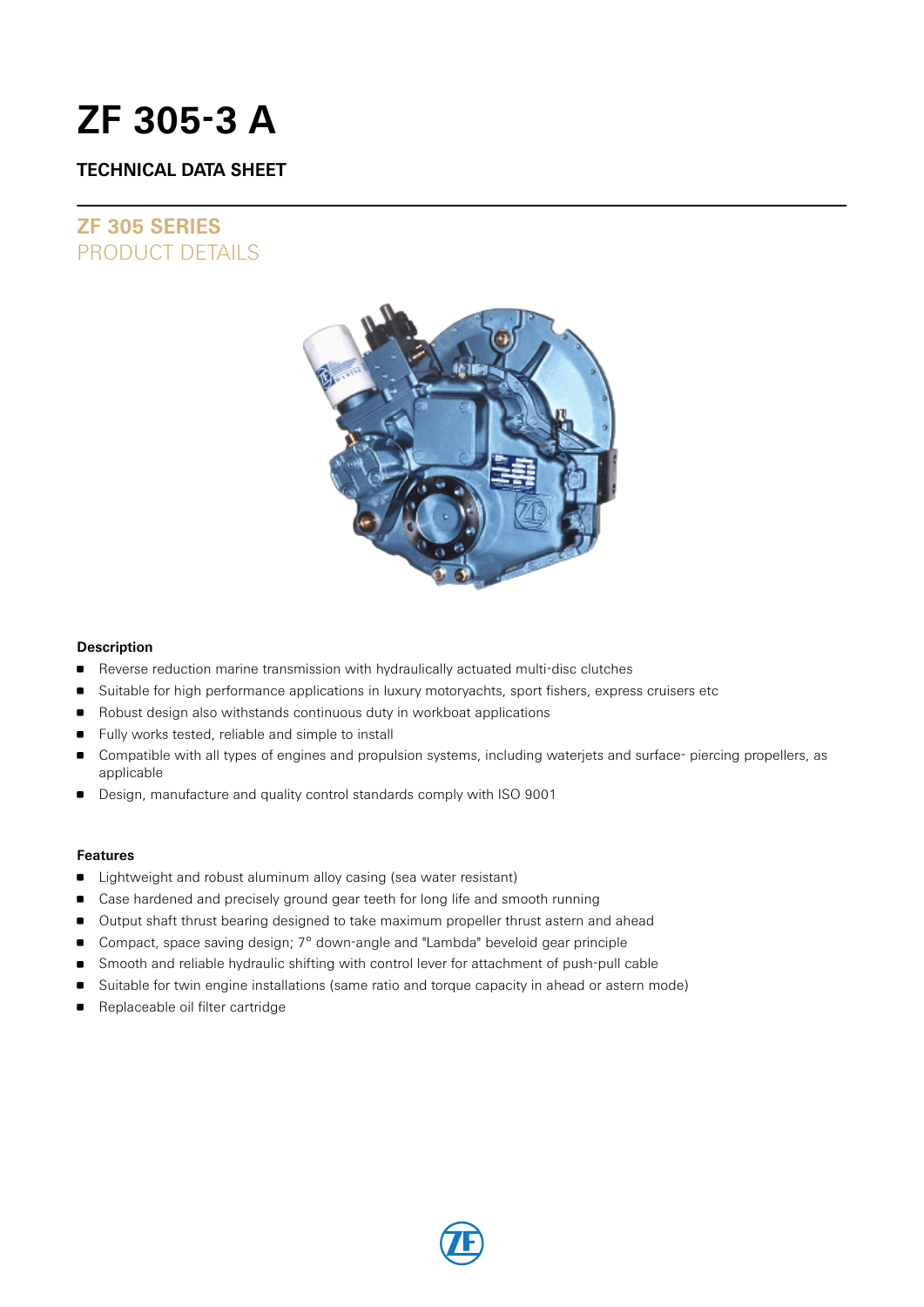# ZF 305-3 A

## TECHNICAL DATA SHEET

## ZF 305 SERIES
PRODUCT DETAILS

### Description

- Reverse reduction marine transmission with hydraulically actuated multi-disc clutches
- Suitable for high performance applications in luxury motoryachts, sport fishers, express cruisers etc
- Robust design also withstands continuous duty in workboat applications
- Fully works tested, reliable and simple to install
- Compatible with all types of engines and propulsion systems, including waterjets and surface- piercing propellers, as applicable
- Design, manufacture and quality control standards comply with ISO 9001

### Features

- Lightweight and robust aluminum alloy casing (sea water resistant)
- Case hardened and precisely ground gear teeth for long life and smooth running
- Output shaft thrust bearing designed to take maximum propeller thrust astern and ahead
- Compact, space saving design; 7° down-angle and "Lambda" beveloid gear principle
- Smooth and reliable hydraulic shifting with control lever for attachment of push-pull cable
- Suitable for twin engine installations (same ratio and torque capacity in ahead or astern mode)
- Replaceable oil filter cartridge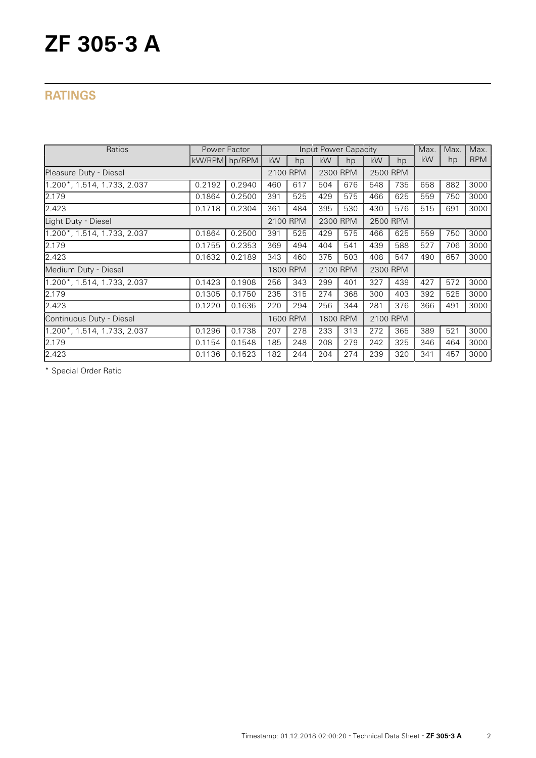# ZF 305-3 A

## RATINGS

| Ratios | Power Factor | | Input Power Capacity | | | | | | Max. | Max. | Max. |
|---|---|---|---|---|---|---|---|---|---|---|---|
| | kW/RPM | hp/RPM | kW | hp | kW | hp | kW | hp | kW | hp | RPM |
| Pleasure Duty - Diesel | | | 2100 RPM | | 2300 RPM | | 2500 RPM | | | | |
| 1.200*, 1.514, 1.733, 2.037 | 0.2192 | 0.2940 | 460 | 617 | 504 | 676 | 548 | 735 | 658 | 882 | 3000 |
| 2.179 | 0.1864 | 0.2500 | 391 | 525 | 429 | 575 | 466 | 625 | 559 | 750 | 3000 |
| 2.423 | 0.1718 | 0.2304 | 361 | 484 | 395 | 530 | 430 | 576 | 515 | 691 | 3000 |
| Light Duty - Diesel | | | 2100 RPM | | 2300 RPM | | 2500 RPM | | | | |
| 1.200*, 1.514, 1.733, 2.037 | 0.1864 | 0.2500 | 391 | 525 | 429 | 575 | 466 | 625 | 559 | 750 | 3000 |
| 2.179 | 0.1755 | 0.2353 | 369 | 494 | 404 | 541 | 439 | 588 | 527 | 706 | 3000 |
| 2.423 | 0.1632 | 0.2189 | 343 | 460 | 375 | 503 | 408 | 547 | 490 | 657 | 3000 |
| Medium Duty - Diesel | | | 1800 RPM | | 2100 RPM | | 2300 RPM | | | | |
| 1.200*, 1.514, 1.733, 2.037 | 0.1423 | 0.1908 | 256 | 343 | 299 | 401 | 327 | 439 | 427 | 572 | 3000 |
| 2.179 | 0.1305 | 0.1750 | 235 | 315 | 274 | 368 | 300 | 403 | 392 | 525 | 3000 |
| 2.423 | 0.1220 | 0.1636 | 220 | 294 | 256 | 344 | 281 | 376 | 366 | 491 | 3000 |
| Continuous Duty - Diesel | | | 1600 RPM | | 1800 RPM | | 2100 RPM | | | | |
| 1.200*, 1.514, 1.733, 2.037 | 0.1296 | 0.1738 | 207 | 278 | 233 | 313 | 272 | 365 | 389 | 521 | 3000 |
| 2.179 | 0.1154 | 0.1548 | 185 | 248 | 208 | 279 | 242 | 325 | 346 | 464 | 3000 |
| 2.423 | 0.1136 | 0.1523 | 182 | 244 | 204 | 274 | 239 | 320 | 341 | 457 | 3000 |

* Special Order Ratio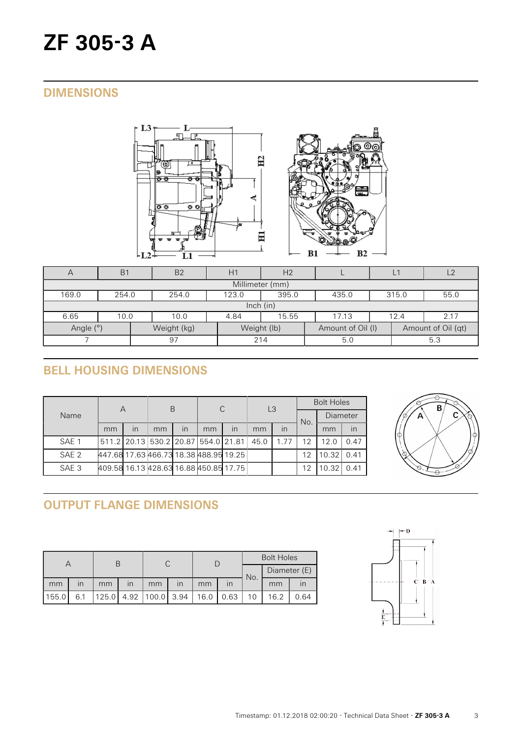# ZF 305-3 A

## DIMENSIONS

| A | B1 | B2 | H1 | H2 | L | L1 | L2 |
|---|---|---|---|---|---|---|---|
| Millimeter (mm) | | | | | | | |
| 169.0 | 254.0 | 254.0 | 123.0 | 395.0 | 435.0 | 315.0 | 55.0 |
| Inch (in) | | | | | | | |
| 6.65 | 10.0 | 10.0 | 4.84 | 15.55 | 17.13 | 12.4 | 2.17 |

| Angle (°) | Weight (kg) | Weight (lb) | Amount of Oil (l) | Amount of Oil (qt) |
|---|---|---|---|---|
| 7 | 97 | 214 | 5.0 | 5.3 |

## BELL HOUSING DIMENSIONS

| Name | A | | B | | C | | L3 | | Bolt Holes | | |
|---|---|---|---|---|---|---|---|---|---|---|---|
| | | | | | | | | | No. | Diameter | |
| | mm | in | mm | in | mm | in | mm | in | | mm | in |
| SAE 1 | 511.2 | 20.13 | 530.2 | 20.87 | 554.0 | 21.81 | 45.0 | 1.77 | 12 | 12.0 | 0.47 |
| SAE 2 | 447.68 | 17.63 | 466.73 | 18.38 | 488.95 | 19.25 | | | 12 | 10.32 | 0.41 |
| SAE 3 | 409.58 | 16.13 | 428.63 | 16.88 | 450.85 | 17.75 | | | 12 | 10.32 | 0.41 |

## OUTPUT FLANGE DIMENSIONS

| A | | B | | C | | D | | Bolt Holes | | |
|---|---|---|---|---|---|---|---|---|---|---|
| | | | | | | | | No. | Diameter (E) | |
| mm | in | mm | in | mm | in | mm | in | | mm | in |
| 155.0 | 6.1 | 125.0 | 4.92 | 100.0 | 3.94 | 16.0 | 0.63 | 10 | 16.2 | 0.64 |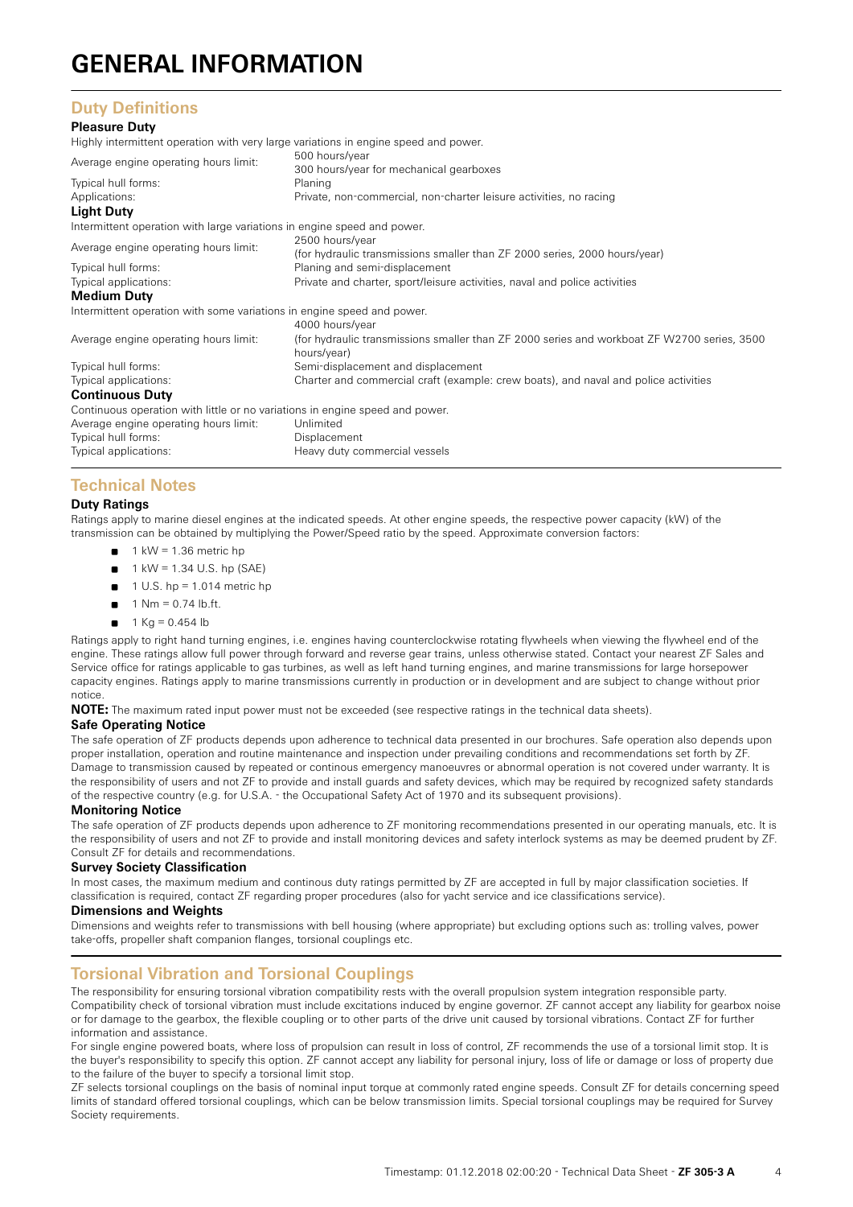# GENERAL INFORMATION

## Duty Definitions

### Pleasure Duty

Highly intermittent operation with very large variations in engine speed and power.

| | |
|---|---|
| Average engine operating hours limit: | 500 hours/year<br>300 hours/year for mechanical gearboxes |
| Typical hull forms: | Planing |
| Applications: | Private, non-commercial, non-charter leisure activities, no racing |

### Light Duty

Intermittent operation with large variations in engine speed and power.

| | |
|---|---|
| Average engine operating hours limit: | 2500 hours/year<br>(for hydraulic transmissions smaller than ZF 2000 series, 2000 hours/year) |
| Typical hull forms: | Planing and semi-displacement |
| Typical applications: | Private and charter, sport/leisure activities, naval and police activities |

### Medium Duty

Intermittent operation with some variations in engine speed and power.

| | |
|---|---|
| Average engine operating hours limit: | 4000 hours/year<br>(for hydraulic transmissions smaller than ZF 2000 series and workboat ZF W2700 series, 3500 hours/year) |
| Typical hull forms: | Semi-displacement and displacement |
| Typical applications: | Charter and commercial craft (example: crew boats), and naval and police activities |

### Continuous Duty

Continuous operation with little or no variations in engine speed and power.

| | |
|---|---|
| Average engine operating hours limit: | Unlimited |
| Typical hull forms: | Displacement |
| Typical applications: | Heavy duty commercial vessels |

## Technical Notes

### Duty Ratings

Ratings apply to marine diesel engines at the indicated speeds. At other engine speeds, the respective power capacity (kW) of the transmission can be obtained by multiplying the Power/Speed ratio by the speed. Approximate conversion factors:

- 1 kW = 1.36 metric hp
- 1 kW = 1.34 U.S. hp (SAE)
- 1 U.S. hp = 1.014 metric hp
- 1 Nm = 0.74 lb.ft.
- 1 Kg = 0.454 lb

Ratings apply to right hand turning engines, i.e. engines having counterclockwise rotating flywheels when viewing the flywheel end of the engine. These ratings allow full power through forward and reverse gear trains, unless otherwise stated. Contact your nearest ZF Sales and Service office for ratings applicable to gas turbines, as well as left hand turning engines, and marine transmissions for large horsepower capacity engines. Ratings apply to marine transmissions currently in production or in development and are subject to change without prior notice.

**NOTE:** The maximum rated input power must not be exceeded (see respective ratings in the technical data sheets).

### Safe Operating Notice

The safe operation of ZF products depends upon adherence to technical data presented in our brochures. Safe operation also depends upon proper installation, operation and routine maintenance and inspection under prevailing conditions and recommendations set forth by ZF. Damage to transmission caused by repeated or continous emergency manoeuvres or abnormal operation is not covered under warranty. It is the responsibility of users and not ZF to provide and install guards and safety devices, which may be required by recognized safety standards of the respective country (e.g. for U.S.A. - the Occupational Safety Act of 1970 and its subsequent provisions).

### Monitoring Notice

The safe operation of ZF products depends upon adherence to ZF monitoring recommendations presented in our operating manuals, etc. It is the responsibility of users and not ZF to provide and install monitoring devices and safety interlock systems as may be deemed prudent by ZF. Consult ZF for details and recommendations.

### Survey Society Classification

In most cases, the maximum medium and continous duty ratings permitted by ZF are accepted in full by major classification societies. If classification is required, contact ZF regarding proper procedures (also for yacht service and ice classifications service).

### Dimensions and Weights

Dimensions and weights refer to transmissions with bell housing (where appropriate) but excluding options such as: trolling valves, power take-offs, propeller shaft companion flanges, torsional couplings etc.

## Torsional Vibration and Torsional Couplings

The responsibility for ensuring torsional vibration compatibility rests with the overall propulsion system integration responsible party. Compatibility check of torsional vibration must include excitations induced by engine governor. ZF cannot accept any liability for gearbox noise or for damage to the gearbox, the flexible coupling or to other parts of the drive unit caused by torsional vibrations. Contact ZF for further information and assistance.

For single engine powered boats, where loss of propulsion can result in loss of control, ZF recommends the use of a torsional limit stop. It is the buyer's responsibility to specify this option. ZF cannot accept any liability for personal injury, loss of life or damage or loss of property due to the failure of the buyer to specify a torsional limit stop.

ZF selects torsional couplings on the basis of nominal input torque at commonly rated engine speeds. Consult ZF for details concerning speed limits of standard offered torsional couplings, which can be below transmission limits. Special torsional couplings may be required for Survey Society requirements.